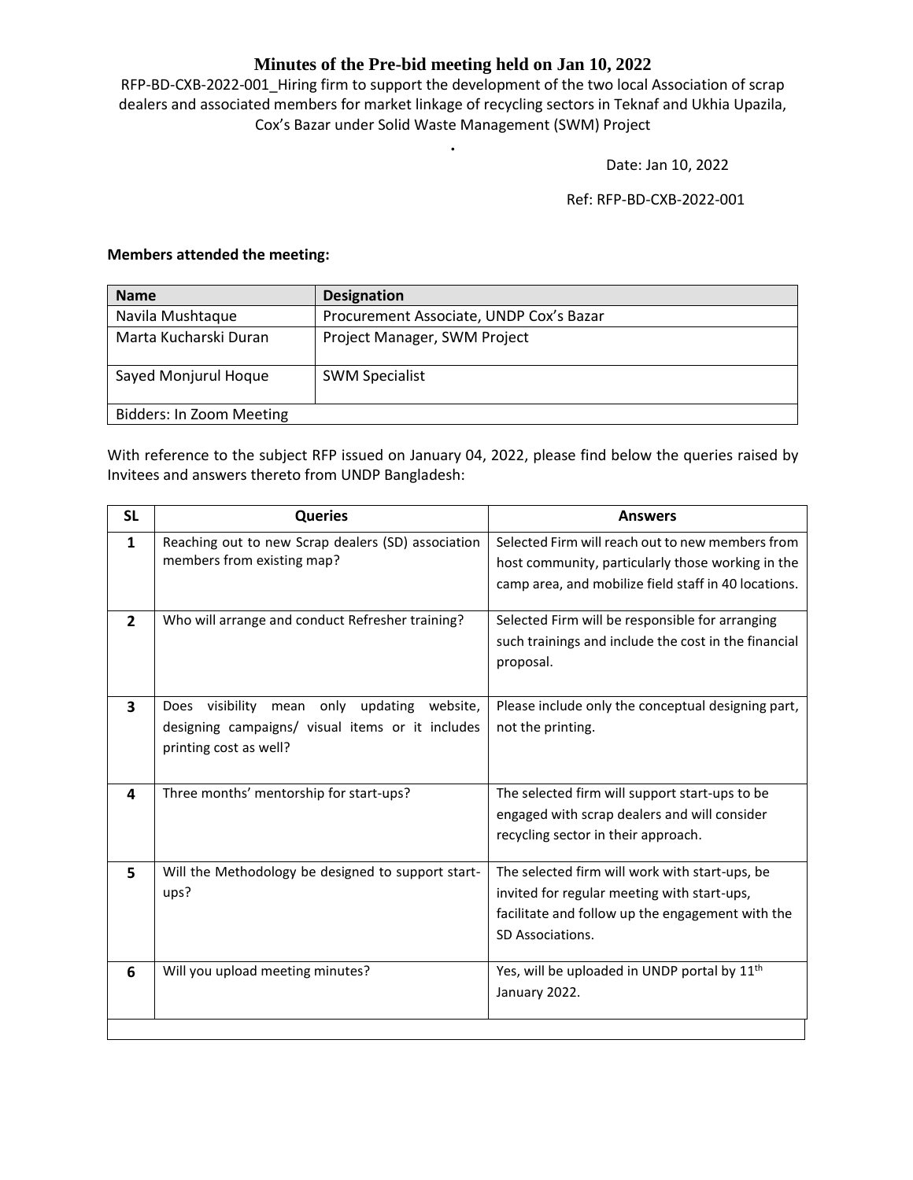# Minutes of the Pre-bid meeting held on Jan 10, 2022

RFP-BD-CXB-2022-001_Hiring firm to support the development of the two local Association of scrap dealers and associated members for market linkage of recycling sectors in Teknaf and Ukhia Upazila, Cox's Bazar under Solid Waste Management (SWM) Project

.

Date: Jan 10, 2022

Ref: RFP-BD-CXB-2022-001

**Members attended the meeting:**

| Name | Designation |
|---|---|
| Navila Mushtaque | Procurement Associate, UNDP Cox's Bazar |
| Marta Kucharski Duran | Project Manager, SWM Project |
| Sayed Monjurul Hoque | SWM Specialist |
| Bidders: In Zoom Meeting | |

With reference to the subject RFP issued on January 04, 2022, please find below the queries raised by Invitees and answers thereto from UNDP Bangladesh:

| SL | Queries | Answers |
|---|---|---|
| 1 | Reaching out to new Scrap dealers (SD) association members from existing map? | Selected Firm will reach out to new members from host community, particularly those working in the camp area, and mobilize field staff in 40 locations. |
| 2 | Who will arrange and conduct Refresher training? | Selected Firm will be responsible for arranging such trainings and include the cost in the financial proposal. |
| 3 | Does visibility mean only updating website, designing campaigns/ visual items or it includes printing cost as well? | Please include only the conceptual designing part, not the printing. |
| 4 | Three months' mentorship for start-ups? | The selected firm will support start-ups to be engaged with scrap dealers and will consider recycling sector in their approach. |
| 5 | Will the Methodology be designed to support start-ups? | The selected firm will work with start-ups, be invited for regular meeting with start-ups, facilitate and follow up the engagement with the SD Associations. |
| 6 | Will you upload meeting minutes? | Yes, will be uploaded in UNDP portal by 11th January 2022. |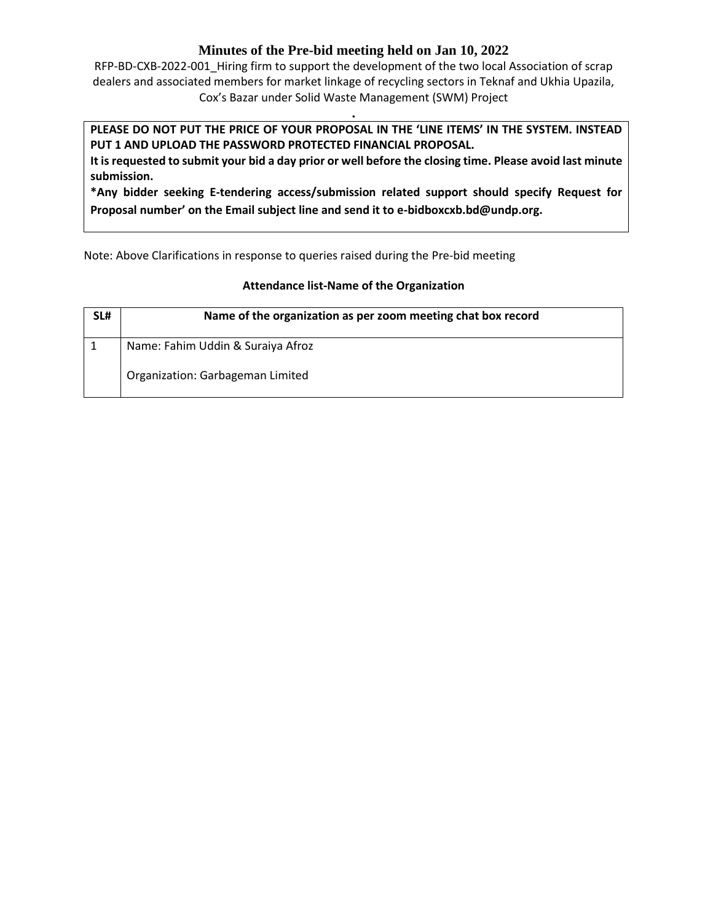# Minutes of the Pre-bid meeting held on Jan 10, 2022

RFP-BD-CXB-2022-001_Hiring firm to support the development of the two local Association of scrap dealers and associated members for market linkage of recycling sectors in Teknaf and Ukhia Upazila, Cox's Bazar under Solid Waste Management (SWM) Project

.

**PLEASE DO NOT PUT THE PRICE OF YOUR PROPOSAL IN THE 'LINE ITEMS' IN THE SYSTEM. INSTEAD PUT 1 AND UPLOAD THE PASSWORD PROTECTED FINANCIAL PROPOSAL.**

**It is requested to submit your bid a day prior or well before the closing time. Please avoid last minute submission.**

**\*Any bidder seeking E-tendering access/submission related support should specify Request for Proposal number' on the Email subject line and send it to e-bidboxcxb.bd@undp.org.**

Note: Above Clarifications in response to queries raised during the Pre-bid meeting

**Attendance list-Name of the Organization**

| SL# | Name of the organization as per zoom meeting chat box record |
|---|---|
| 1 | Name: Fahim Uddin & Suraiya Afroz<br><br>Organization: Garbageman Limited |